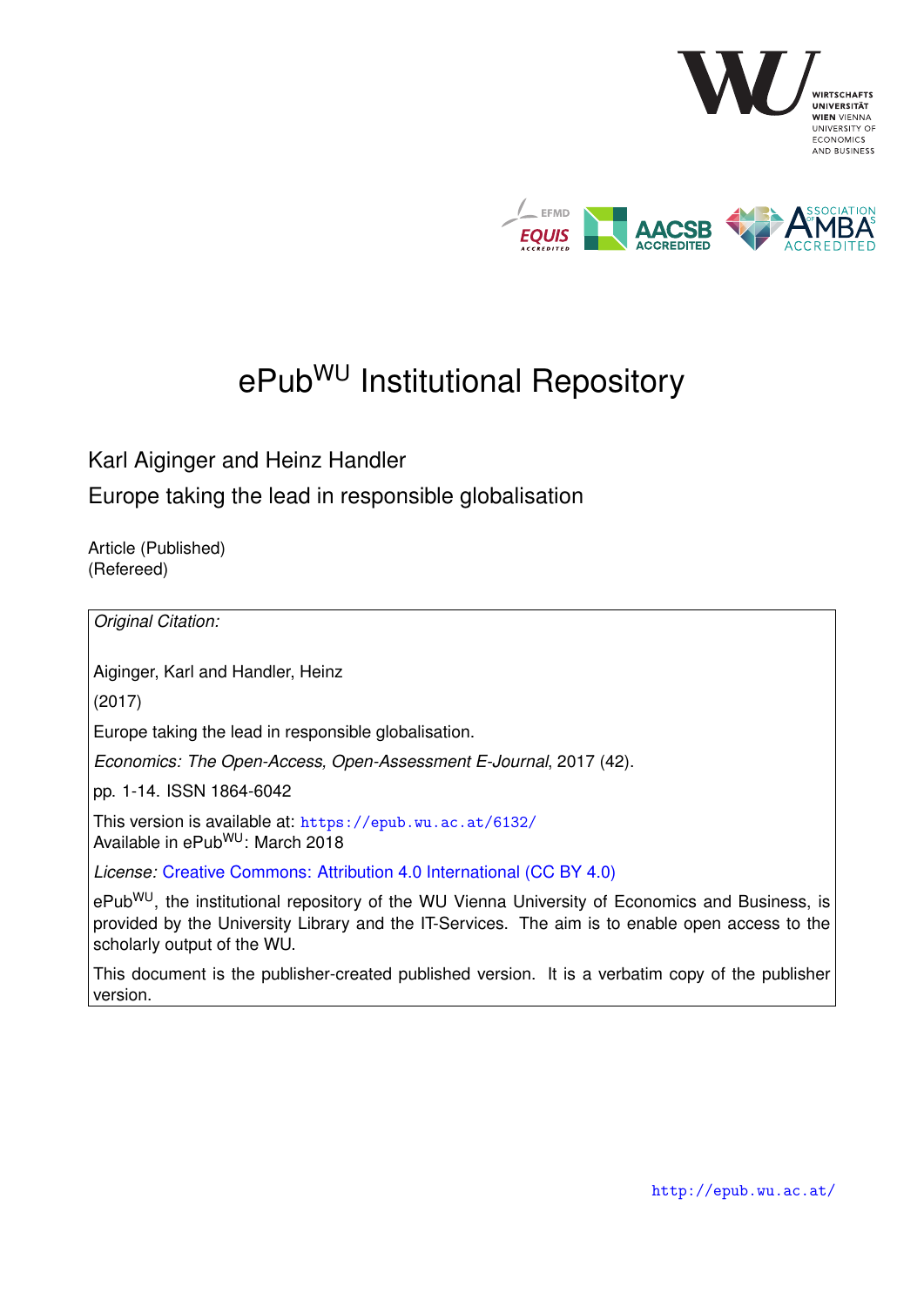# ePub$^{WU}$ Institutional Repository

Karl Aiginger and Heinz Handler

Europe taking the lead in responsible globalisation

Article (Published)
(Refereed)

*Original Citation:*

Aiginger, Karl and Handler, Heinz

(2017)

Europe taking the lead in responsible globalisation.

*Economics: The Open-Access, Open-Assessment E-Journal*, 2017 (42).

pp. 1-14. ISSN 1864-6042

This version is available at: https://epub.wu.ac.at/6132/
Available in ePub$^{WU}$: March 2018

*License:* Creative Commons: Attribution 4.0 International (CC BY 4.0)

ePub$^{WU}$, the institutional repository of the WU Vienna University of Economics and Business, is provided by the University Library and the IT-Services. The aim is to enable open access to the scholarly output of the WU.

This document is the publisher-created published version. It is a verbatim copy of the publisher version.

http://epub.wu.ac.at/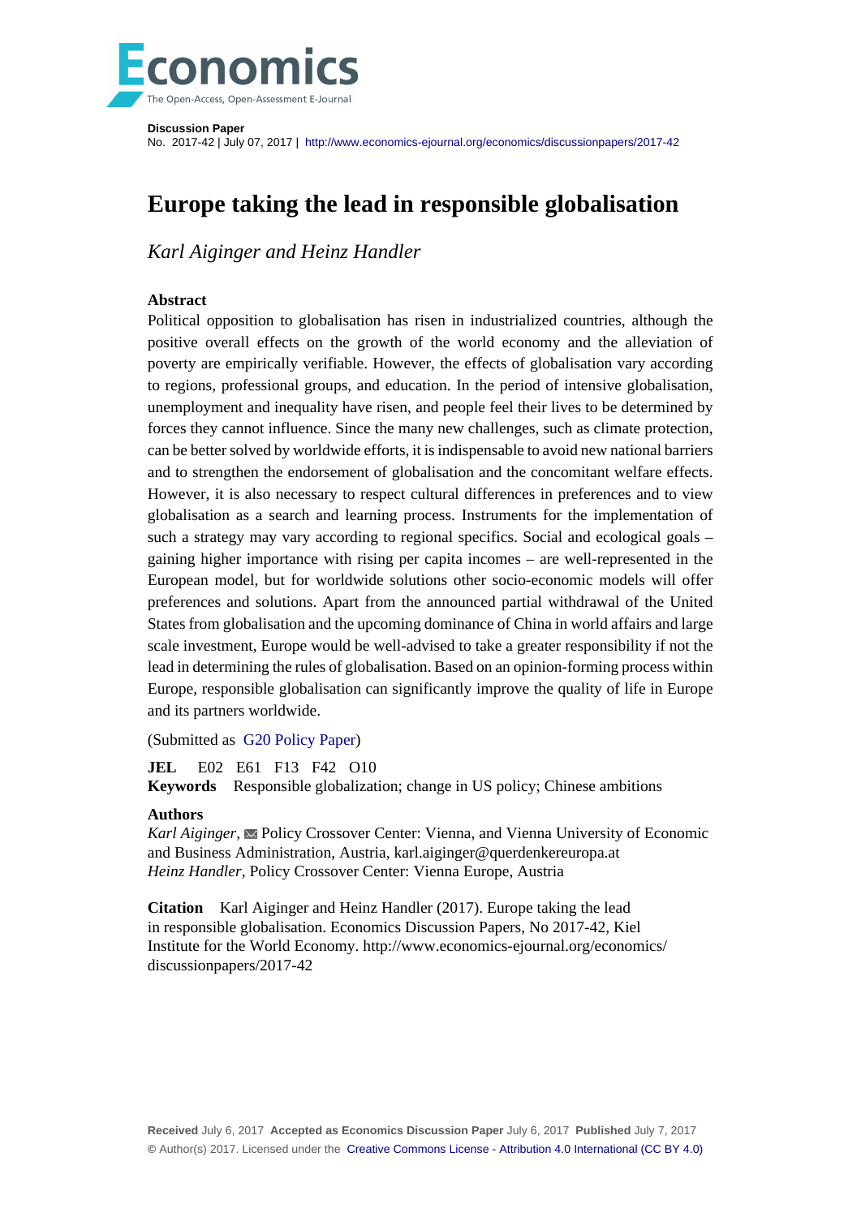**Discussion Paper**
No. 2017-42 | July 07, 2017 | http://www.economics-ejournal.org/economics/discussionpapers/2017-42

# Europe taking the lead in responsible globalisation

*Karl Aiginger and Heinz Handler*

## Abstract

Political opposition to globalisation has risen in industrialized countries, although the positive overall effects on the growth of the world economy and the alleviation of poverty are empirically verifiable. However, the effects of globalisation vary according to regions, professional groups, and education. In the period of intensive globalisation, unemployment and inequality have risen, and people feel their lives to be determined by forces they cannot influence. Since the many new challenges, such as climate protection, can be better solved by worldwide efforts, it is indispensable to avoid new national barriers and to strengthen the endorsement of globalisation and the concomitant welfare effects. However, it is also necessary to respect cultural differences in preferences and to view globalisation as a search and learning process. Instruments for the implementation of such a strategy may vary according to regional specifics. Social and ecological goals – gaining higher importance with rising per capita incomes – are well-represented in the European model, but for worldwide solutions other socio-economic models will offer preferences and solutions. Apart from the announced partial withdrawal of the United States from globalisation and the upcoming dominance of China in world affairs and large scale investment, Europe would be well-advised to take a greater responsibility if not the lead in determining the rules of globalisation. Based on an opinion-forming process within Europe, responsible globalisation can significantly improve the quality of life in Europe and its partners worldwide.

(Submitted as G20 Policy Paper)

**JEL** E02 E61 F13 F42 O10
**Keywords** Responsible globalization; change in US policy; Chinese ambitions

**Authors**
*Karl Aiginger*, Policy Crossover Center: Vienna, and Vienna University of Economic and Business Administration, Austria, karl.aiginger@querdenkereuropa.at
*Heinz Handler*, Policy Crossover Center: Vienna Europe, Austria

**Citation** Karl Aiginger and Heinz Handler (2017). Europe taking the lead in responsible globalisation. Economics Discussion Papers, No 2017-42, Kiel Institute for the World Economy. http://www.economics-ejournal.org/economics/discussionpapers/2017-42

**Received** July 6, 2017 **Accepted as Economics Discussion Paper** July 6, 2017 **Published** July 7, 2017
© Author(s) 2017. Licensed under the Creative Commons License - Attribution 4.0 International (CC BY 4.0)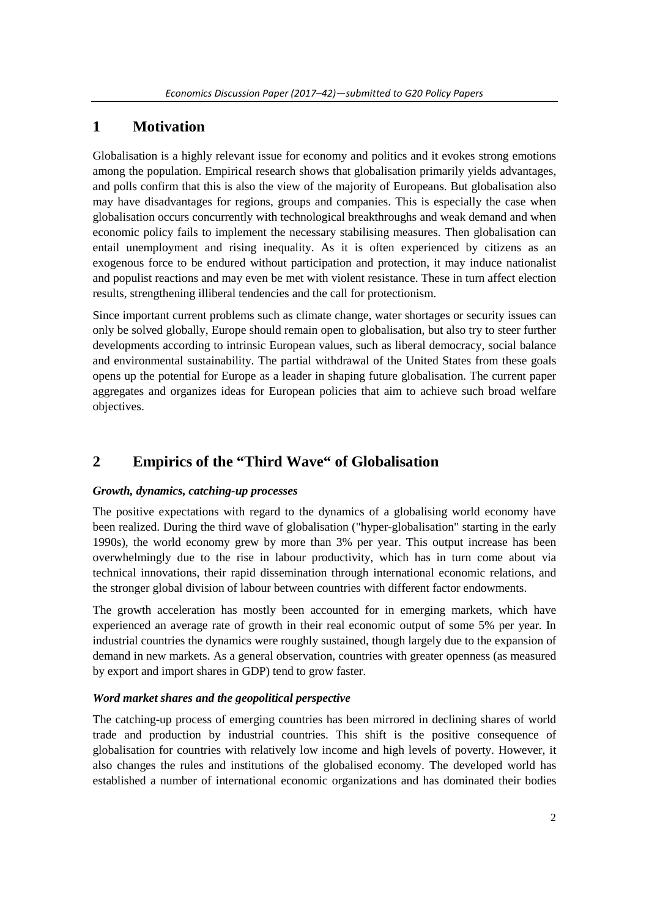## 1 Motivation

Globalisation is a highly relevant issue for economy and politics and it evokes strong emotions among the population. Empirical research shows that globalisation primarily yields advantages, and polls confirm that this is also the view of the majority of Europeans. But globalisation also may have disadvantages for regions, groups and companies. This is especially the case when globalisation occurs concurrently with technological breakthroughs and weak demand and when economic policy fails to implement the necessary stabilising measures. Then globalisation can entail unemployment and rising inequality. As it is often experienced by citizens as an exogenous force to be endured without participation and protection, it may induce nationalist and populist reactions and may even be met with violent resistance. These in turn affect election results, strengthening illiberal tendencies and the call for protectionism.

Since important current problems such as climate change, water shortages or security issues can only be solved globally, Europe should remain open to globalisation, but also try to steer further developments according to intrinsic European values, such as liberal democracy, social balance and environmental sustainability. The partial withdrawal of the United States from these goals opens up the potential for Europe as a leader in shaping future globalisation. The current paper aggregates and organizes ideas for European policies that aim to achieve such broad welfare objectives.

## 2 Empirics of the "Third Wave" of Globalisation

### *Growth, dynamics, catching-up processes*

The positive expectations with regard to the dynamics of a globalising world economy have been realized. During the third wave of globalisation ("hyper-globalisation" starting in the early 1990s), the world economy grew by more than 3% per year. This output increase has been overwhelmingly due to the rise in labour productivity, which has in turn come about via technical innovations, their rapid dissemination through international economic relations, and the stronger global division of labour between countries with different factor endowments.

The growth acceleration has mostly been accounted for in emerging markets, which have experienced an average rate of growth in their real economic output of some 5% per year. In industrial countries the dynamics were roughly sustained, though largely due to the expansion of demand in new markets. As a general observation, countries with greater openness (as measured by export and import shares in GDP) tend to grow faster.

### *Word market shares and the geopolitical perspective*

The catching-up process of emerging countries has been mirrored in declining shares of world trade and production by industrial countries. This shift is the positive consequence of globalisation for countries with relatively low income and high levels of poverty. However, it also changes the rules and institutions of the globalised economy. The developed world has established a number of international economic organizations and has dominated their bodies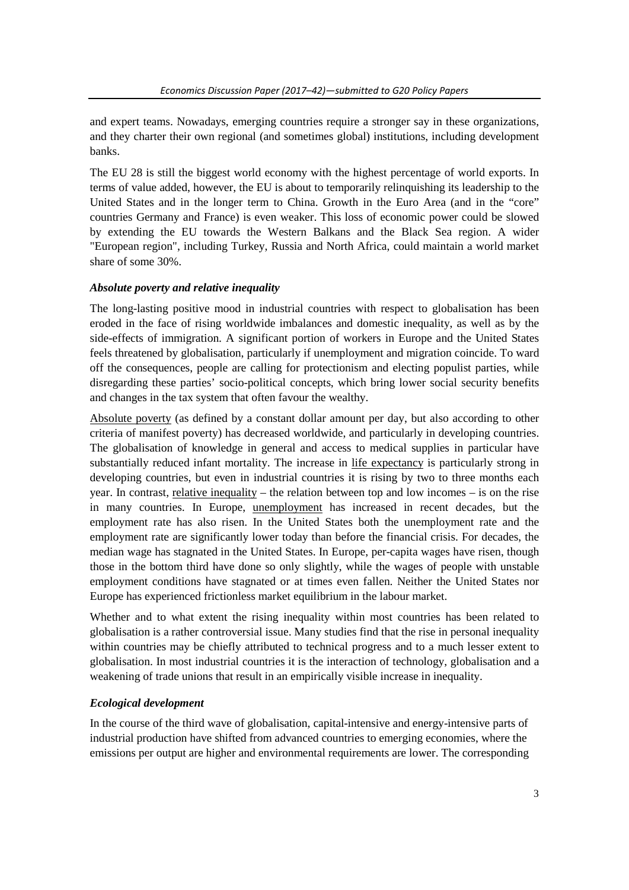and expert teams. Nowadays, emerging countries require a stronger say in these organizations, and they charter their own regional (and sometimes global) institutions, including development banks.

The EU 28 is still the biggest world economy with the highest percentage of world exports. In terms of value added, however, the EU is about to temporarily relinquishing its leadership to the United States and in the longer term to China. Growth in the Euro Area (and in the "core" countries Germany and France) is even weaker. This loss of economic power could be slowed by extending the EU towards the Western Balkans and the Black Sea region. A wider "European region", including Turkey, Russia and North Africa, could maintain a world market share of some 30%.

### *Absolute poverty and relative inequality*

The long-lasting positive mood in industrial countries with respect to globalisation has been eroded in the face of rising worldwide imbalances and domestic inequality, as well as by the side-effects of immigration. A significant portion of workers in Europe and the United States feels threatened by globalisation, particularly if unemployment and migration coincide. To ward off the consequences, people are calling for protectionism and electing populist parties, while disregarding these parties' socio-political concepts, which bring lower social security benefits and changes in the tax system that often favour the wealthy.

Absolute poverty (as defined by a constant dollar amount per day, but also according to other criteria of manifest poverty) has decreased worldwide, and particularly in developing countries. The globalisation of knowledge in general and access to medical supplies in particular have substantially reduced infant mortality. The increase in life expectancy is particularly strong in developing countries, but even in industrial countries it is rising by two to three months each year. In contrast, relative inequality – the relation between top and low incomes – is on the rise in many countries. In Europe, unemployment has increased in recent decades, but the employment rate has also risen. In the United States both the unemployment rate and the employment rate are significantly lower today than before the financial crisis. For decades, the median wage has stagnated in the United States. In Europe, per-capita wages have risen, though those in the bottom third have done so only slightly, while the wages of people with unstable employment conditions have stagnated or at times even fallen. Neither the United States nor Europe has experienced frictionless market equilibrium in the labour market.

Whether and to what extent the rising inequality within most countries has been related to globalisation is a rather controversial issue. Many studies find that the rise in personal inequality within countries may be chiefly attributed to technical progress and to a much lesser extent to globalisation. In most industrial countries it is the interaction of technology, globalisation and a weakening of trade unions that result in an empirically visible increase in inequality.

### *Ecological development*

In the course of the third wave of globalisation, capital-intensive and energy-intensive parts of industrial production have shifted from advanced countries to emerging economies, where the emissions per output are higher and environmental requirements are lower. The corresponding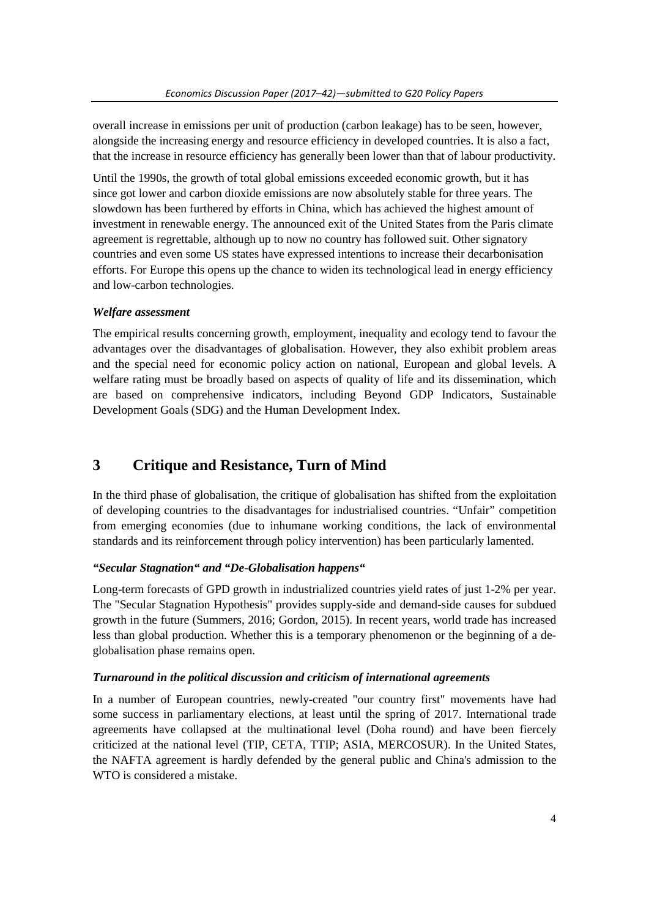overall increase in emissions per unit of production (carbon leakage) has to be seen, however, alongside the increasing energy and resource efficiency in developed countries. It is also a fact, that the increase in resource efficiency has generally been lower than that of labour productivity.

Until the 1990s, the growth of total global emissions exceeded economic growth, but it has since got lower and carbon dioxide emissions are now absolutely stable for three years. The slowdown has been furthered by efforts in China, which has achieved the highest amount of investment in renewable energy. The announced exit of the United States from the Paris climate agreement is regrettable, although up to now no country has followed suit. Other signatory countries and even some US states have expressed intentions to increase their decarbonisation efforts. For Europe this opens up the chance to widen its technological lead in energy efficiency and low-carbon technologies.

***Welfare assessment***

The empirical results concerning growth, employment, inequality and ecology tend to favour the advantages over the disadvantages of globalisation. However, they also exhibit problem areas and the special need for economic policy action on national, European and global levels. A welfare rating must be broadly based on aspects of quality of life and its dissemination, which are based on comprehensive indicators, including Beyond GDP Indicators, Sustainable Development Goals (SDG) and the Human Development Index.

# 3 Critique and Resistance, Turn of Mind

In the third phase of globalisation, the critique of globalisation has shifted from the exploitation of developing countries to the disadvantages for industrialised countries. "Unfair" competition from emerging economies (due to inhumane working conditions, the lack of environmental standards and its reinforcement through policy intervention) has been particularly lamented.

***"Secular Stagnation" and "De-Globalisation happens"***

Long-term forecasts of GPD growth in industrialized countries yield rates of just 1-2% per year. The "Secular Stagnation Hypothesis" provides supply-side and demand-side causes for subdued growth in the future (Summers, 2016; Gordon, 2015). In recent years, world trade has increased less than global production. Whether this is a temporary phenomenon or the beginning of a de-globalisation phase remains open.

***Turnaround in the political discussion and criticism of international agreements***

In a number of European countries, newly-created "our country first" movements have had some success in parliamentary elections, at least until the spring of 2017. International trade agreements have collapsed at the multinational level (Doha round) and have been fiercely criticized at the national level (TIP, CETA, TTIP; ASIA, MERCOSUR). In the United States, the NAFTA agreement is hardly defended by the general public and China's admission to the WTO is considered a mistake.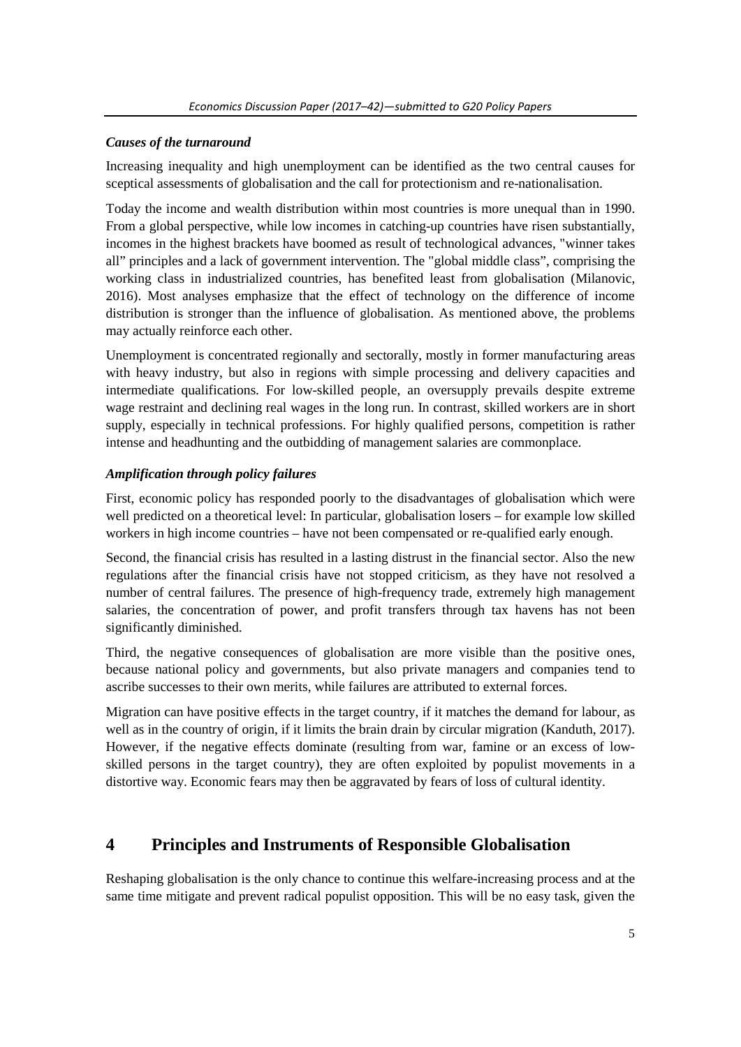***Causes of the turnaround***

Increasing inequality and high unemployment can be identified as the two central causes for sceptical assessments of globalisation and the call for protectionism and re-nationalisation.

Today the income and wealth distribution within most countries is more unequal than in 1990. From a global perspective, while low incomes in catching-up countries have risen substantially, incomes in the highest brackets have boomed as result of technological advances, "winner takes all" principles and a lack of government intervention. The "global middle class", comprising the working class in industrialized countries, has benefited least from globalisation (Milanovic, 2016). Most analyses emphasize that the effect of technology on the difference of income distribution is stronger than the influence of globalisation. As mentioned above, the problems may actually reinforce each other.

Unemployment is concentrated regionally and sectorally, mostly in former manufacturing areas with heavy industry, but also in regions with simple processing and delivery capacities and intermediate qualifications. For low-skilled people, an oversupply prevails despite extreme wage restraint and declining real wages in the long run. In contrast, skilled workers are in short supply, especially in technical professions. For highly qualified persons, competition is rather intense and headhunting and the outbidding of management salaries are commonplace.

***Amplification through policy failures***

First, economic policy has responded poorly to the disadvantages of globalisation which were well predicted on a theoretical level: In particular, globalisation losers – for example low skilled workers in high income countries – have not been compensated or re-qualified early enough.

Second, the financial crisis has resulted in a lasting distrust in the financial sector. Also the new regulations after the financial crisis have not stopped criticism, as they have not resolved a number of central failures. The presence of high-frequency trade, extremely high management salaries, the concentration of power, and profit transfers through tax havens has not been significantly diminished.

Third, the negative consequences of globalisation are more visible than the positive ones, because national policy and governments, but also private managers and companies tend to ascribe successes to their own merits, while failures are attributed to external forces.

Migration can have positive effects in the target country, if it matches the demand for labour, as well as in the country of origin, if it limits the brain drain by circular migration (Kanduth, 2017). However, if the negative effects dominate (resulting from war, famine or an excess of low-skilled persons in the target country), they are often exploited by populist movements in a distortive way. Economic fears may then be aggravated by fears of loss of cultural identity.

## 4 Principles and Instruments of Responsible Globalisation

Reshaping globalisation is the only chance to continue this welfare-increasing process and at the same time mitigate and prevent radical populist opposition. This will be no easy task, given the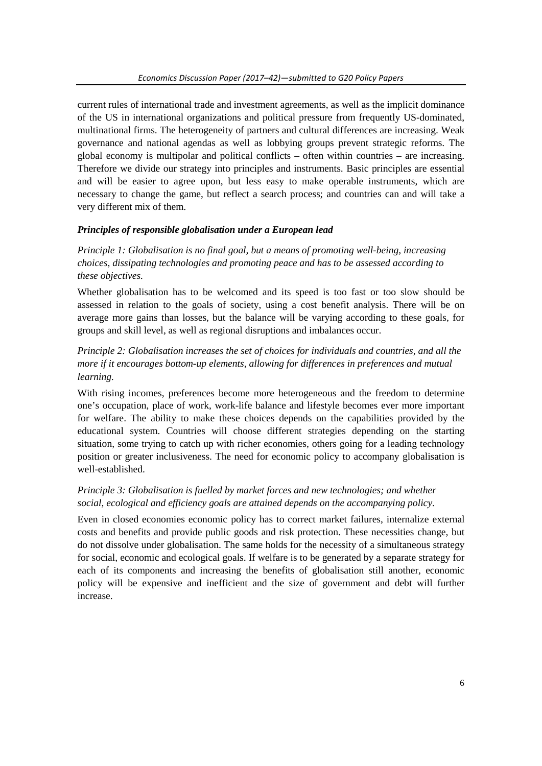current rules of international trade and investment agreements, as well as the implicit dominance of the US in international organizations and political pressure from frequently US-dominated, multinational firms. The heterogeneity of partners and cultural differences are increasing. Weak governance and national agendas as well as lobbying groups prevent strategic reforms. The global economy is multipolar and political conflicts – often within countries – are increasing. Therefore we divide our strategy into principles and instruments. Basic principles are essential and will be easier to agree upon, but less easy to make operable instruments, which are necessary to change the game, but reflect a search process; and countries can and will take a very different mix of them.

***Principles of responsible globalisation under a European lead***

*Principle 1: Globalisation is no final goal, but a means of promoting well-being, increasing choices, dissipating technologies and promoting peace and has to be assessed according to these objectives.*

Whether globalisation has to be welcomed and its speed is too fast or too slow should be assessed in relation to the goals of society, using a cost benefit analysis. There will be on average more gains than losses, but the balance will be varying according to these goals, for groups and skill level, as well as regional disruptions and imbalances occur.

*Principle 2: Globalisation increases the set of choices for individuals and countries, and all the more if it encourages bottom-up elements, allowing for differences in preferences and mutual learning.*

With rising incomes, preferences become more heterogeneous and the freedom to determine one's occupation, place of work, work-life balance and lifestyle becomes ever more important for welfare. The ability to make these choices depends on the capabilities provided by the educational system. Countries will choose different strategies depending on the starting situation, some trying to catch up with richer economies, others going for a leading technology position or greater inclusiveness. The need for economic policy to accompany globalisation is well-established.

*Principle 3: Globalisation is fuelled by market forces and new technologies; and whether social, ecological and efficiency goals are attained depends on the accompanying policy.*

Even in closed economies economic policy has to correct market failures, internalize external costs and benefits and provide public goods and risk protection. These necessities change, but do not dissolve under globalisation. The same holds for the necessity of a simultaneous strategy for social, economic and ecological goals. If welfare is to be generated by a separate strategy for each of its components and increasing the benefits of globalisation still another, economic policy will be expensive and inefficient and the size of government and debt will further increase.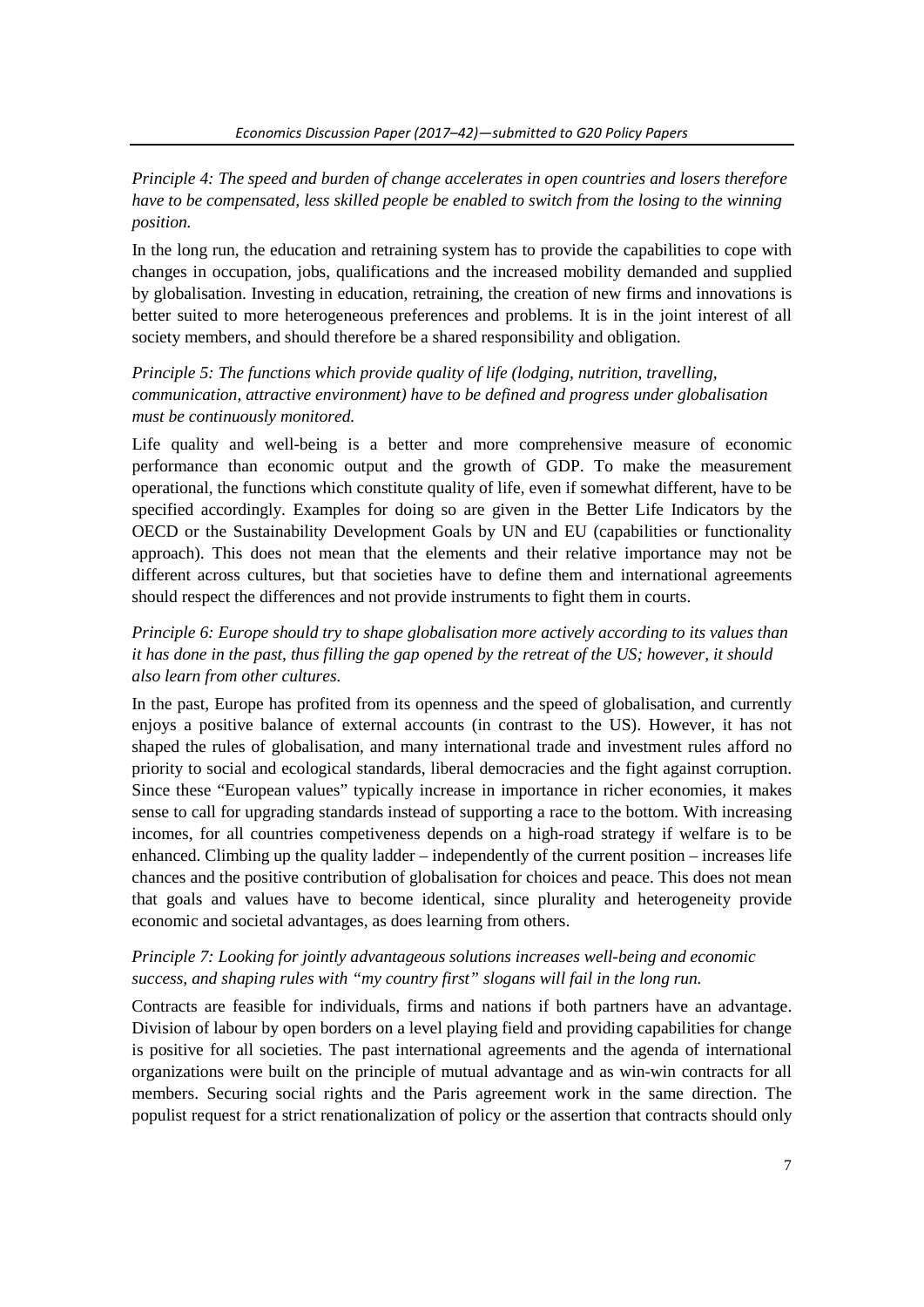*Principle 4: The speed and burden of change accelerates in open countries and losers therefore have to be compensated, less skilled people be enabled to switch from the losing to the winning position.*

In the long run, the education and retraining system has to provide the capabilities to cope with changes in occupation, jobs, qualifications and the increased mobility demanded and supplied by globalisation. Investing in education, retraining, the creation of new firms and innovations is better suited to more heterogeneous preferences and problems. It is in the joint interest of all society members, and should therefore be a shared responsibility and obligation.

*Principle 5: The functions which provide quality of life (lodging, nutrition, travelling, communication, attractive environment) have to be defined and progress under globalisation must be continuously monitored.*

Life quality and well-being is a better and more comprehensive measure of economic performance than economic output and the growth of GDP. To make the measurement operational, the functions which constitute quality of life, even if somewhat different, have to be specified accordingly. Examples for doing so are given in the Better Life Indicators by the OECD or the Sustainability Development Goals by UN and EU (capabilities or functionality approach). This does not mean that the elements and their relative importance may not be different across cultures, but that societies have to define them and international agreements should respect the differences and not provide instruments to fight them in courts.

*Principle 6: Europe should try to shape globalisation more actively according to its values than it has done in the past, thus filling the gap opened by the retreat of the US; however, it should also learn from other cultures.*

In the past, Europe has profited from its openness and the speed of globalisation, and currently enjoys a positive balance of external accounts (in contrast to the US). However, it has not shaped the rules of globalisation, and many international trade and investment rules afford no priority to social and ecological standards, liberal democracies and the fight against corruption. Since these "European values" typically increase in importance in richer economies, it makes sense to call for upgrading standards instead of supporting a race to the bottom. With increasing incomes, for all countries competiveness depends on a high-road strategy if welfare is to be enhanced. Climbing up the quality ladder – independently of the current position – increases life chances and the positive contribution of globalisation for choices and peace. This does not mean that goals and values have to become identical, since plurality and heterogeneity provide economic and societal advantages, as does learning from others.

*Principle 7: Looking for jointly advantageous solutions increases well-being and economic success, and shaping rules with "my country first" slogans will fail in the long run.*

Contracts are feasible for individuals, firms and nations if both partners have an advantage. Division of labour by open borders on a level playing field and providing capabilities for change is positive for all societies. The past international agreements and the agenda of international organizations were built on the principle of mutual advantage and as win-win contracts for all members. Securing social rights and the Paris agreement work in the same direction. The populist request for a strict renationalization of policy or the assertion that contracts should only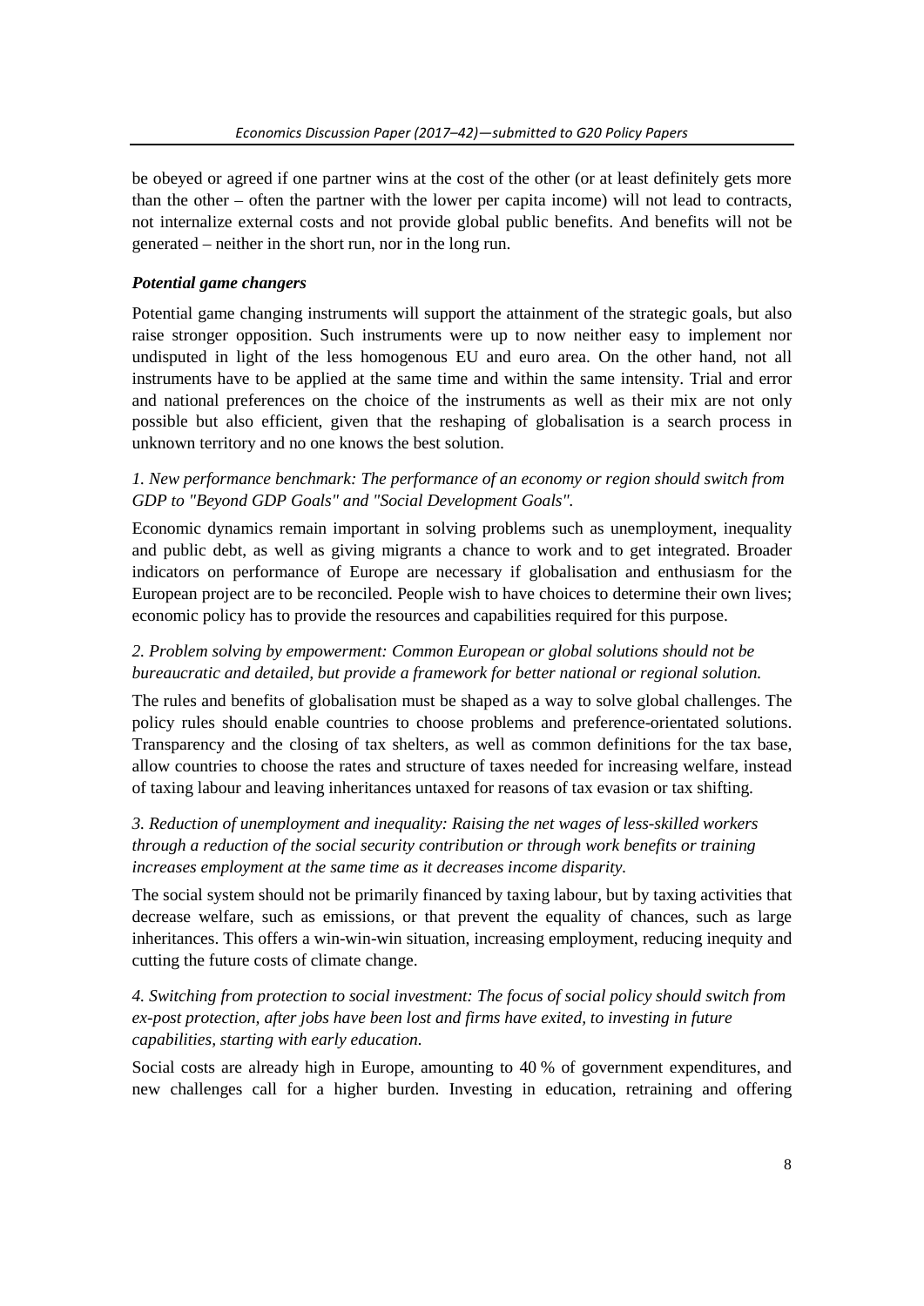be obeyed or agreed if one partner wins at the cost of the other (or at least definitely gets more than the other – often the partner with the lower per capita income) will not lead to contracts, not internalize external costs and not provide global public benefits. And benefits will not be generated – neither in the short run, nor in the long run.

***Potential game changers***

Potential game changing instruments will support the attainment of the strategic goals, but also raise stronger opposition. Such instruments were up to now neither easy to implement nor undisputed in light of the less homogenous EU and euro area. On the other hand, not all instruments have to be applied at the same time and within the same intensity. Trial and error and national preferences on the choice of the instruments as well as their mix are not only possible but also efficient, given that the reshaping of globalisation is a search process in unknown territory and no one knows the best solution.

*1. New performance benchmark: The performance of an economy or region should switch from GDP to "Beyond GDP Goals" and "Social Development Goals".*

Economic dynamics remain important in solving problems such as unemployment, inequality and public debt, as well as giving migrants a chance to work and to get integrated. Broader indicators on performance of Europe are necessary if globalisation and enthusiasm for the European project are to be reconciled. People wish to have choices to determine their own lives; economic policy has to provide the resources and capabilities required for this purpose.

*2. Problem solving by empowerment: Common European or global solutions should not be bureaucratic and detailed, but provide a framework for better national or regional solution.*

The rules and benefits of globalisation must be shaped as a way to solve global challenges. The policy rules should enable countries to choose problems and preference-orientated solutions. Transparency and the closing of tax shelters, as well as common definitions for the tax base, allow countries to choose the rates and structure of taxes needed for increasing welfare, instead of taxing labour and leaving inheritances untaxed for reasons of tax evasion or tax shifting.

*3. Reduction of unemployment and inequality: Raising the net wages of less-skilled workers through a reduction of the social security contribution or through work benefits or training increases employment at the same time as it decreases income disparity.*

The social system should not be primarily financed by taxing labour, but by taxing activities that decrease welfare, such as emissions, or that prevent the equality of chances, such as large inheritances. This offers a win-win-win situation, increasing employment, reducing inequity and cutting the future costs of climate change.

*4. Switching from protection to social investment: The focus of social policy should switch from ex-post protection, after jobs have been lost and firms have exited, to investing in future capabilities, starting with early education.*

Social costs are already high in Europe, amounting to 40 % of government expenditures, and new challenges call for a higher burden. Investing in education, retraining and offering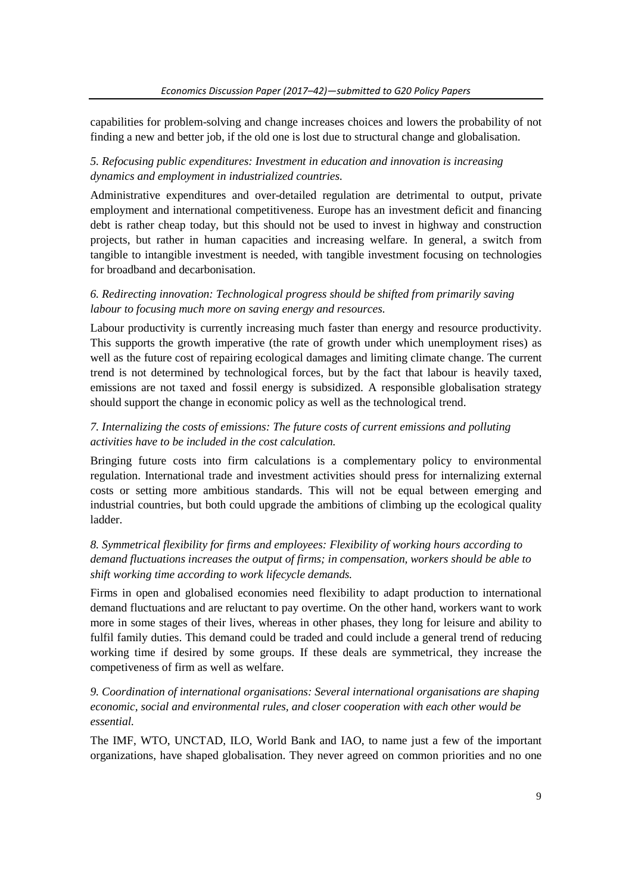capabilities for problem-solving and change increases choices and lowers the probability of not finding a new and better job, if the old one is lost due to structural change and globalisation.

*5. Refocusing public expenditures: Investment in education and innovation is increasing dynamics and employment in industrialized countries.*

Administrative expenditures and over-detailed regulation are detrimental to output, private employment and international competitiveness. Europe has an investment deficit and financing debt is rather cheap today, but this should not be used to invest in highway and construction projects, but rather in human capacities and increasing welfare. In general, a switch from tangible to intangible investment is needed, with tangible investment focusing on technologies for broadband and decarbonisation.

*6. Redirecting innovation: Technological progress should be shifted from primarily saving labour to focusing much more on saving energy and resources.*

Labour productivity is currently increasing much faster than energy and resource productivity. This supports the growth imperative (the rate of growth under which unemployment rises) as well as the future cost of repairing ecological damages and limiting climate change. The current trend is not determined by technological forces, but by the fact that labour is heavily taxed, emissions are not taxed and fossil energy is subsidized. A responsible globalisation strategy should support the change in economic policy as well as the technological trend.

*7. Internalizing the costs of emissions: The future costs of current emissions and polluting activities have to be included in the cost calculation.*

Bringing future costs into firm calculations is a complementary policy to environmental regulation. International trade and investment activities should press for internalizing external costs or setting more ambitious standards. This will not be equal between emerging and industrial countries, but both could upgrade the ambitions of climbing up the ecological quality ladder.

*8. Symmetrical flexibility for firms and employees: Flexibility of working hours according to demand fluctuations increases the output of firms; in compensation, workers should be able to shift working time according to work lifecycle demands.*

Firms in open and globalised economies need flexibility to adapt production to international demand fluctuations and are reluctant to pay overtime. On the other hand, workers want to work more in some stages of their lives, whereas in other phases, they long for leisure and ability to fulfil family duties. This demand could be traded and could include a general trend of reducing working time if desired by some groups. If these deals are symmetrical, they increase the competiveness of firm as well as welfare.

*9. Coordination of international organisations: Several international organisations are shaping economic, social and environmental rules, and closer cooperation with each other would be essential.*

The IMF, WTO, UNCTAD, ILO, World Bank and IAO, to name just a few of the important organizations, have shaped globalisation. They never agreed on common priorities and no one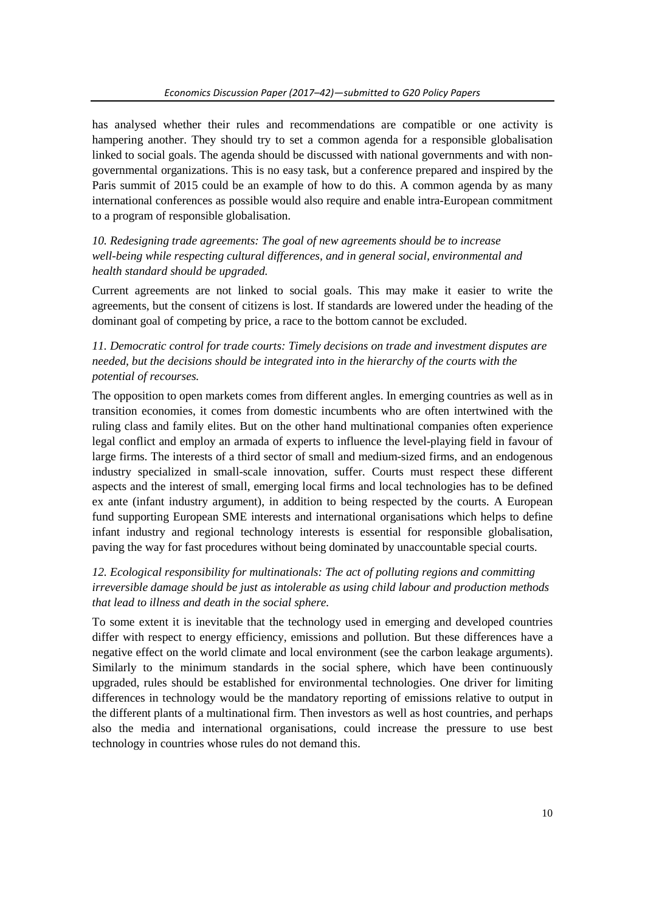has analysed whether their rules and recommendations are compatible or one activity is hampering another. They should try to set a common agenda for a responsible globalisation linked to social goals. The agenda should be discussed with national governments and with non-governmental organizations. This is no easy task, but a conference prepared and inspired by the Paris summit of 2015 could be an example of how to do this. A common agenda by as many international conferences as possible would also require and enable intra-European commitment to a program of responsible globalisation.

*10. Redesigning trade agreements: The goal of new agreements should be to increase well-being while respecting cultural differences, and in general social, environmental and health standard should be upgraded.*

Current agreements are not linked to social goals. This may make it easier to write the agreements, but the consent of citizens is lost. If standards are lowered under the heading of the dominant goal of competing by price, a race to the bottom cannot be excluded.

*11. Democratic control for trade courts: Timely decisions on trade and investment disputes are needed, but the decisions should be integrated into in the hierarchy of the courts with the potential of recourses.*

The opposition to open markets comes from different angles. In emerging countries as well as in transition economies, it comes from domestic incumbents who are often intertwined with the ruling class and family elites. But on the other hand multinational companies often experience legal conflict and employ an armada of experts to influence the level-playing field in favour of large firms. The interests of a third sector of small and medium-sized firms, and an endogenous industry specialized in small-scale innovation, suffer. Courts must respect these different aspects and the interest of small, emerging local firms and local technologies has to be defined ex ante (infant industry argument), in addition to being respected by the courts. A European fund supporting European SME interests and international organisations which helps to define infant industry and regional technology interests is essential for responsible globalisation, paving the way for fast procedures without being dominated by unaccountable special courts.

*12. Ecological responsibility for multinationals: The act of polluting regions and committing irreversible damage should be just as intolerable as using child labour and production methods that lead to illness and death in the social sphere.*

To some extent it is inevitable that the technology used in emerging and developed countries differ with respect to energy efficiency, emissions and pollution. But these differences have a negative effect on the world climate and local environment (see the carbon leakage arguments). Similarly to the minimum standards in the social sphere, which have been continuously upgraded, rules should be established for environmental technologies. One driver for limiting differences in technology would be the mandatory reporting of emissions relative to output in the different plants of a multinational firm. Then investors as well as host countries, and perhaps also the media and international organisations, could increase the pressure to use best technology in countries whose rules do not demand this.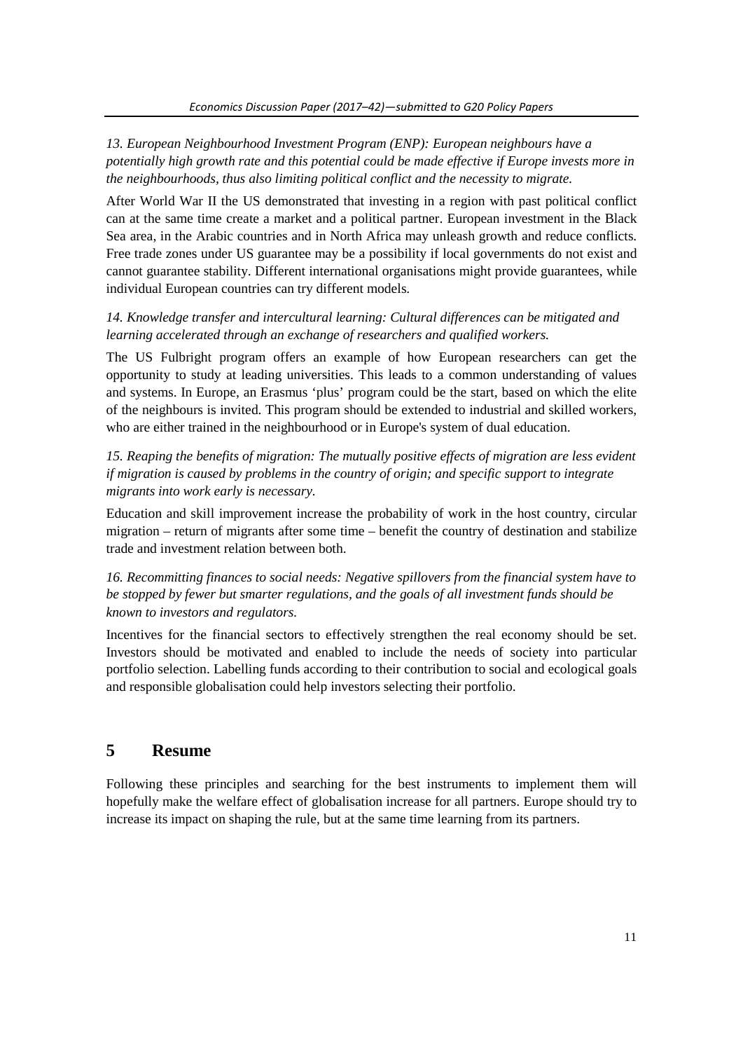*13. European Neighbourhood Investment Program (ENP): European neighbours have a potentially high growth rate and this potential could be made effective if Europe invests more in the neighbourhoods, thus also limiting political conflict and the necessity to migrate.*

After World War II the US demonstrated that investing in a region with past political conflict can at the same time create a market and a political partner. European investment in the Black Sea area, in the Arabic countries and in North Africa may unleash growth and reduce conflicts. Free trade zones under US guarantee may be a possibility if local governments do not exist and cannot guarantee stability. Different international organisations might provide guarantees, while individual European countries can try different models.

*14. Knowledge transfer and intercultural learning: Cultural differences can be mitigated and learning accelerated through an exchange of researchers and qualified workers.*

The US Fulbright program offers an example of how European researchers can get the opportunity to study at leading universities. This leads to a common understanding of values and systems. In Europe, an Erasmus 'plus' program could be the start, based on which the elite of the neighbours is invited. This program should be extended to industrial and skilled workers, who are either trained in the neighbourhood or in Europe's system of dual education.

*15. Reaping the benefits of migration: The mutually positive effects of migration are less evident if migration is caused by problems in the country of origin; and specific support to integrate migrants into work early is necessary.*

Education and skill improvement increase the probability of work in the host country, circular migration – return of migrants after some time – benefit the country of destination and stabilize trade and investment relation between both.

*16. Recommitting finances to social needs: Negative spillovers from the financial system have to be stopped by fewer but smarter regulations, and the goals of all investment funds should be known to investors and regulators.*

Incentives for the financial sectors to effectively strengthen the real economy should be set. Investors should be motivated and enabled to include the needs of society into particular portfolio selection. Labelling funds according to their contribution to social and ecological goals and responsible globalisation could help investors selecting their portfolio.

## 5 Resume

Following these principles and searching for the best instruments to implement them will hopefully make the welfare effect of globalisation increase for all partners. Europe should try to increase its impact on shaping the rule, but at the same time learning from its partners.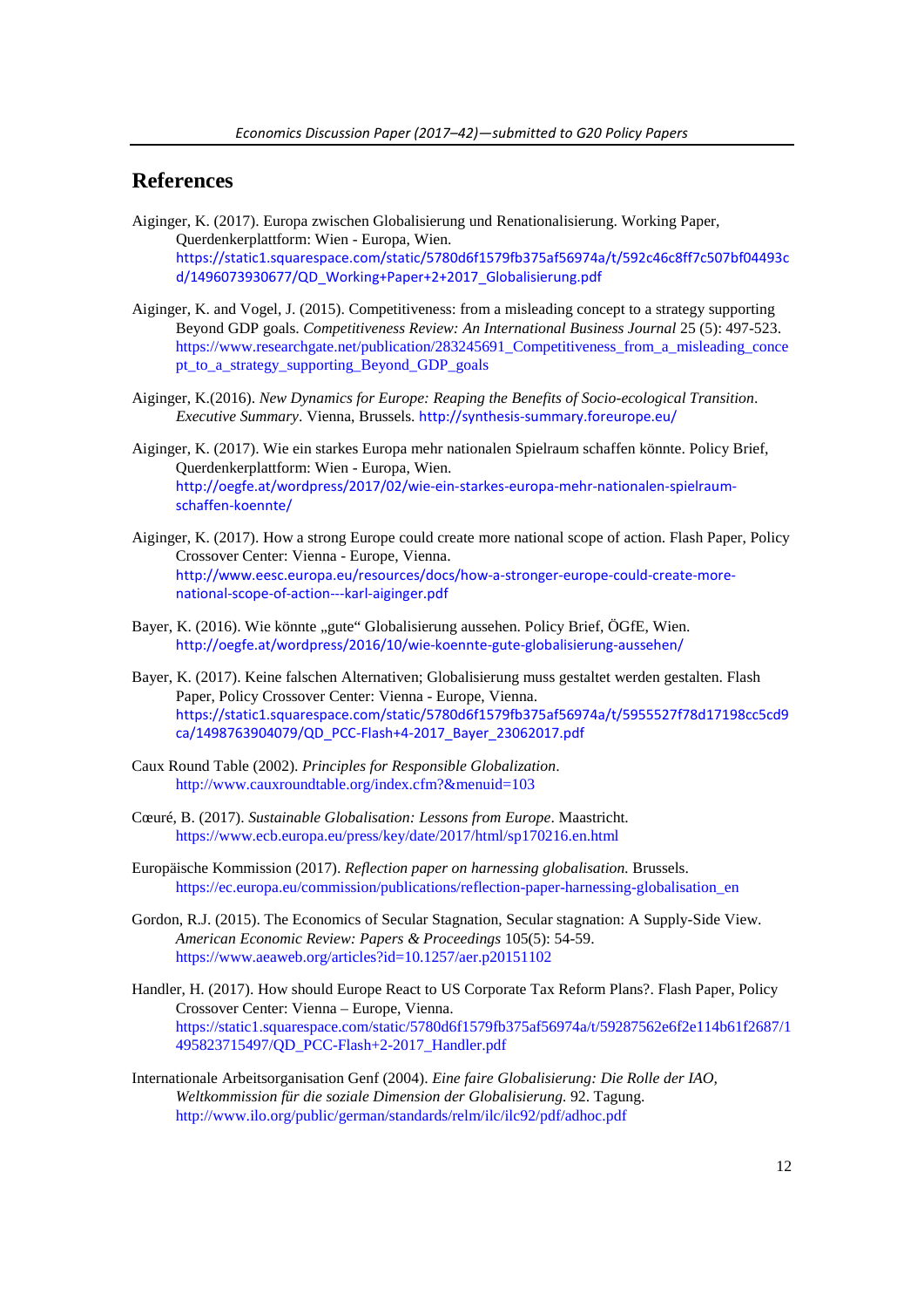## References

Aiginger, K. (2017). Europa zwischen Globalisierung und Renationalisierung. Working Paper, Querdenkerplattform: Wien - Europa, Wien. https://static1.squarespace.com/static/5780d6f1579fb375af56974a/t/592c46c8ff7c507bf04493cd/1496073930677/QD_Working+Paper+2+2017_Globalisierung.pdf

Aiginger, K. and Vogel, J. (2015). Competitiveness: from a misleading concept to a strategy supporting Beyond GDP goals. *Competitiveness Review: An International Business Journal* 25 (5): 497-523. https://www.researchgate.net/publication/283245691_Competitiveness_from_a_misleading_concept_to_a_strategy_supporting_Beyond_GDP_goals

Aiginger, K.(2016). *New Dynamics for Europe: Reaping the Benefits of Socio-ecological Transition. Executive Summary*. Vienna, Brussels. http://synthesis-summary.foreurope.eu/

Aiginger, K. (2017). Wie ein starkes Europa mehr nationalen Spielraum schaffen könnte. Policy Brief, Querdenkerplattform: Wien - Europa, Wien. http://oegfe.at/wordpress/2017/02/wie-ein-starkes-europa-mehr-nationalen-spielraum-schaffen-koennte/

Aiginger, K. (2017). How a strong Europe could create more national scope of action. Flash Paper, Policy Crossover Center: Vienna - Europe, Vienna. http://www.eesc.europa.eu/resources/docs/how-a-stronger-europe-could-create-more-national-scope-of-action---karl-aiginger.pdf

Bayer, K. (2016). Wie könnte „gute" Globalisierung aussehen. Policy Brief, ÖGfE, Wien. http://oegfe.at/wordpress/2016/10/wie-koennte-gute-globalisierung-aussehen/

Bayer, K. (2017). Keine falschen Alternativen; Globalisierung muss gestaltet werden gestalten. Flash Paper, Policy Crossover Center: Vienna - Europe, Vienna. https://static1.squarespace.com/static/5780d6f1579fb375af56974a/t/5955527f78d17198cc5cd9ca/1498763904079/QD_PCC-Flash+4-2017_Bayer_23062017.pdf

Caux Round Table (2002). *Principles for Responsible Globalization*. http://www.cauxroundtable.org/index.cfm?&menuid=103

Cœuré, B. (2017). *Sustainable Globalisation: Lessons from Europe*. Maastricht. https://www.ecb.europa.eu/press/key/date/2017/html/sp170216.en.html

Europäische Kommission (2017). *Reflection paper on harnessing globalisation.* Brussels. https://ec.europa.eu/commission/publications/reflection-paper-harnessing-globalisation_en

Gordon, R.J. (2015). The Economics of Secular Stagnation, Secular stagnation: A Supply-Side View. *American Economic Review: Papers & Proceedings* 105(5): 54-59. https://www.aeaweb.org/articles?id=10.1257/aer.p20151102

Handler, H. (2017). How should Europe React to US Corporate Tax Reform Plans?. Flash Paper, Policy Crossover Center: Vienna – Europe, Vienna. https://static1.squarespace.com/static/5780d6f1579fb375af56974a/t/59287562e6f2e114b61f2687/1495823715497/QD_PCC-Flash+2-2017_Handler.pdf

Internationale Arbeitsorganisation Genf (2004). *Eine faire Globalisierung: Die Rolle der IAO, Weltkommission für die soziale Dimension der Globalisierung.* 92. Tagung. http://www.ilo.org/public/german/standards/relm/ilc/ilc92/pdf/adhoc.pdf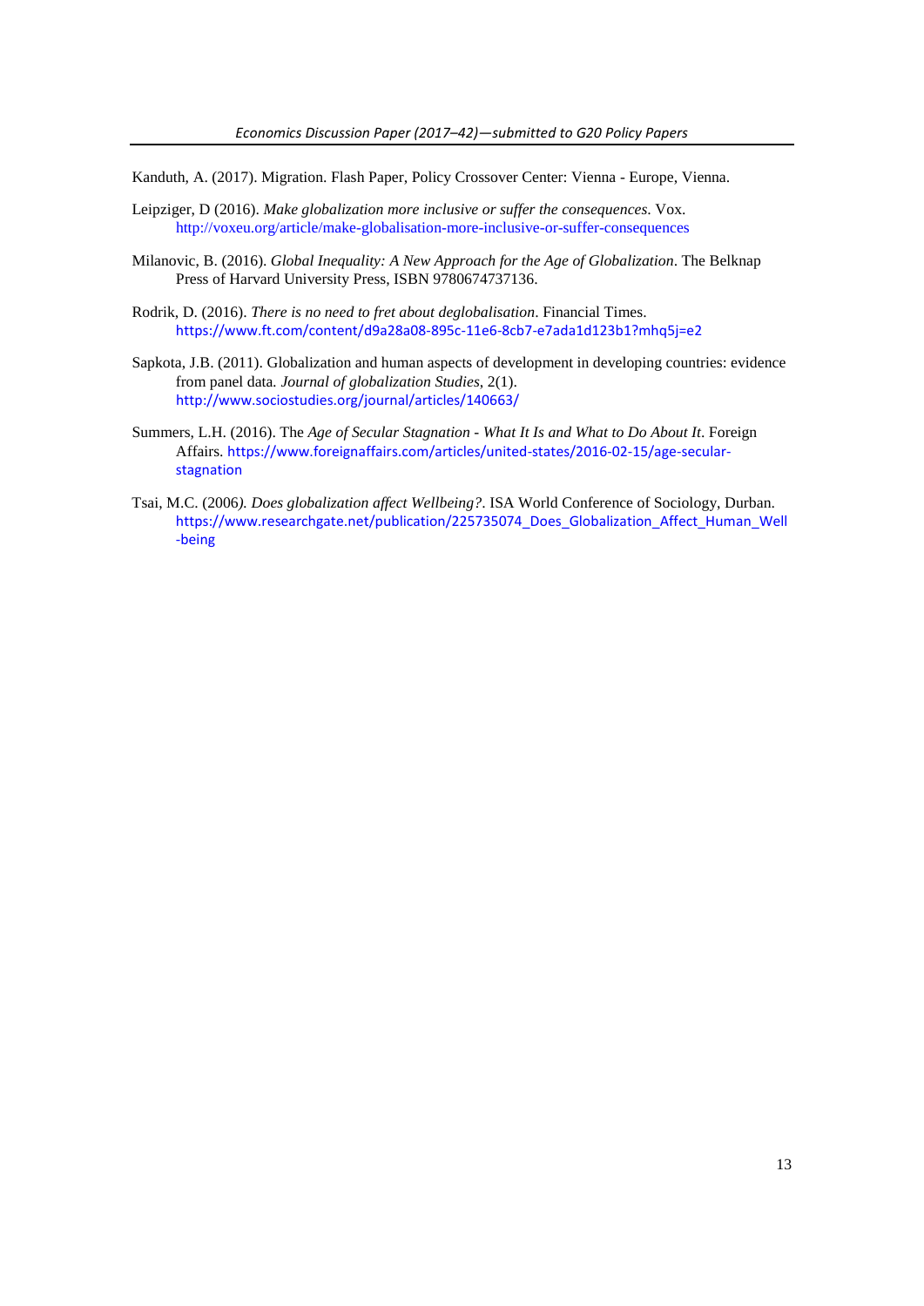Kanduth, A. (2017). Migration. Flash Paper, Policy Crossover Center: Vienna - Europe, Vienna.

Leipziger, D (2016). *Make globalization more inclusive or suffer the consequences*. Vox. http://voxeu.org/article/make-globalisation-more-inclusive-or-suffer-consequences

Milanovic, B. (2016). *Global Inequality: A New Approach for the Age of Globalization*. The Belknap Press of Harvard University Press, ISBN 9780674737136.

Rodrik, D. (2016). *There is no need to fret about deglobalisation*. Financial Times. https://www.ft.com/content/d9a28a08-895c-11e6-8cb7-e7ada1d123b1?mhq5j=e2

Sapkota, J.B. (2011). Globalization and human aspects of development in developing countries: evidence from panel data. *Journal of globalization Studies*, 2(1). http://www.sociostudies.org/journal/articles/140663/

Summers, L.H. (2016). The *Age of Secular Stagnation - What It Is and What to Do About It*. Foreign Affairs. https://www.foreignaffairs.com/articles/united-states/2016-02-15/age-secular-stagnation

Tsai, M.C. (2006*). Does globalization affect Wellbeing?*. ISA World Conference of Sociology, Durban. https://www.researchgate.net/publication/225735074_Does_Globalization_Affect_Human_Well-being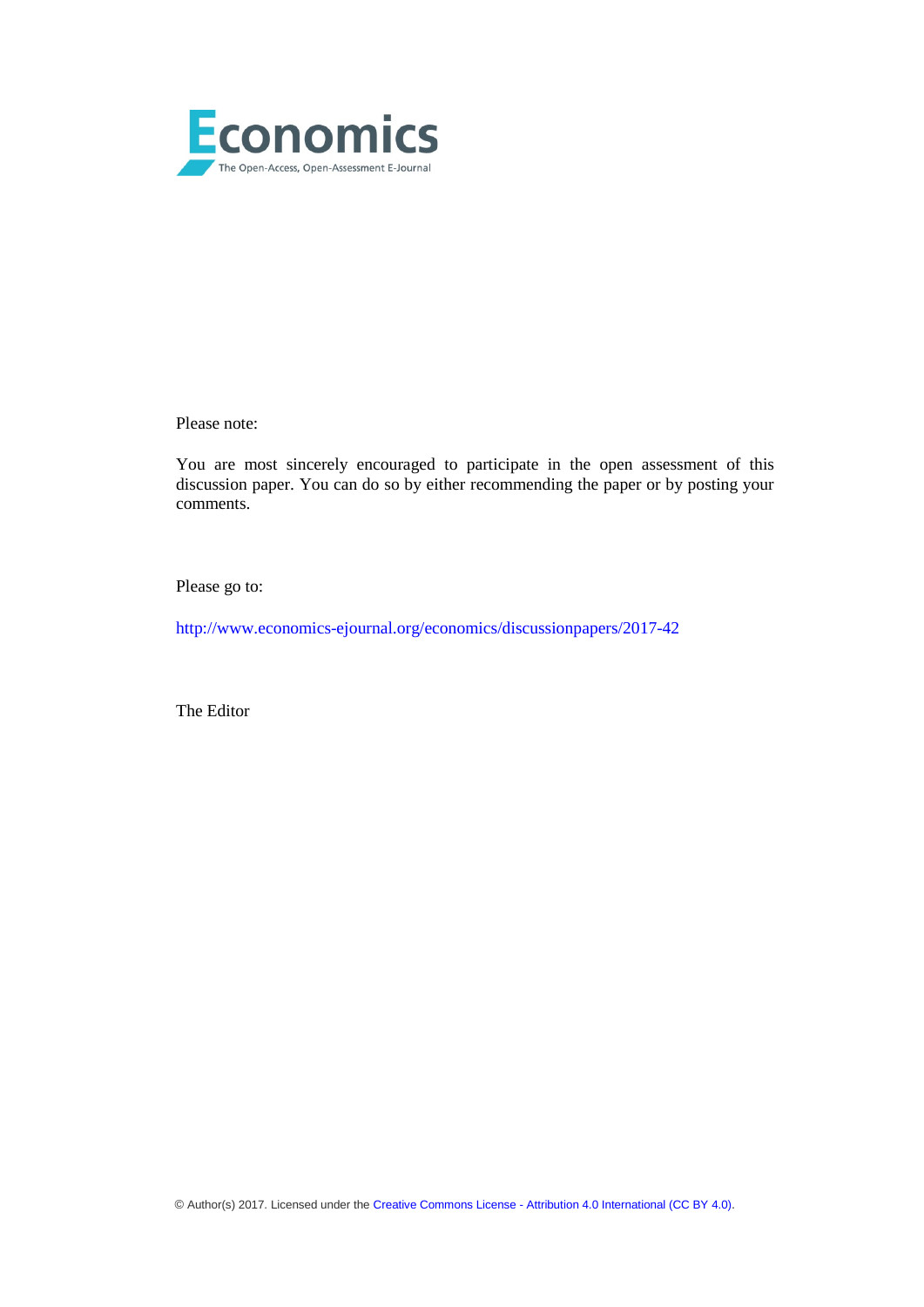Economics
The Open-Access, Open-Assessment E-Journal

Please note:

You are most sincerely encouraged to participate in the open assessment of this discussion paper. You can do so by either recommending the paper or by posting your comments.

Please go to:

http://www.economics-ejournal.org/economics/discussionpapers/2017-42

The Editor

© Author(s) 2017. Licensed under the Creative Commons License - Attribution 4.0 International (CC BY 4.0).